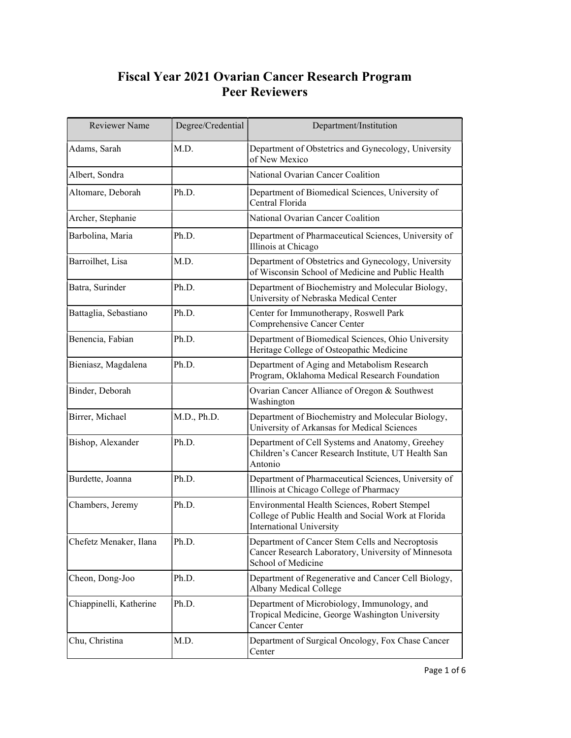# Fiscal Year 2021 Ovarian Cancer Research Program Peer Reviewers

| Reviewer Name | Degree/Credential | Department/Institution |
|---|---|---|
| Adams, Sarah | M.D. | Department of Obstetrics and Gynecology, University of New Mexico |
| Albert, Sondra | | National Ovarian Cancer Coalition |
| Altomare, Deborah | Ph.D. | Department of Biomedical Sciences, University of Central Florida |
| Archer, Stephanie | | National Ovarian Cancer Coalition |
| Barbolina, Maria | Ph.D. | Department of Pharmaceutical Sciences, University of Illinois at Chicago |
| Barroilhet, Lisa | M.D. | Department of Obstetrics and Gynecology, University of Wisconsin School of Medicine and Public Health |
| Batra, Surinder | Ph.D. | Department of Biochemistry and Molecular Biology, University of Nebraska Medical Center |
| Battaglia, Sebastiano | Ph.D. | Center for Immunotherapy, Roswell Park Comprehensive Cancer Center |
| Benencia, Fabian | Ph.D. | Department of Biomedical Sciences, Ohio University Heritage College of Osteopathic Medicine |
| Bieniasz, Magdalena | Ph.D. | Department of Aging and Metabolism Research Program, Oklahoma Medical Research Foundation |
| Binder, Deborah | | Ovarian Cancer Alliance of Oregon & Southwest Washington |
| Birrer, Michael | M.D., Ph.D. | Department of Biochemistry and Molecular Biology, University of Arkansas for Medical Sciences |
| Bishop, Alexander | Ph.D. | Department of Cell Systems and Anatomy, Greehey Children's Cancer Research Institute, UT Health San Antonio |
| Burdette, Joanna | Ph.D. | Department of Pharmaceutical Sciences, University of Illinois at Chicago College of Pharmacy |
| Chambers, Jeremy | Ph.D. | Environmental Health Sciences, Robert Stempel College of Public Health and Social Work at Florida International University |
| Chefetz Menaker, Ilana | Ph.D. | Department of Cancer Stem Cells and Necroptosis Cancer Research Laboratory, University of Minnesota School of Medicine |
| Cheon, Dong-Joo | Ph.D. | Department of Regenerative and Cancer Cell Biology, Albany Medical College |
| Chiappinelli, Katherine | Ph.D. | Department of Microbiology, Immunology, and Tropical Medicine, George Washington University Cancer Center |
| Chu, Christina | M.D. | Department of Surgical Oncology, Fox Chase Cancer Center |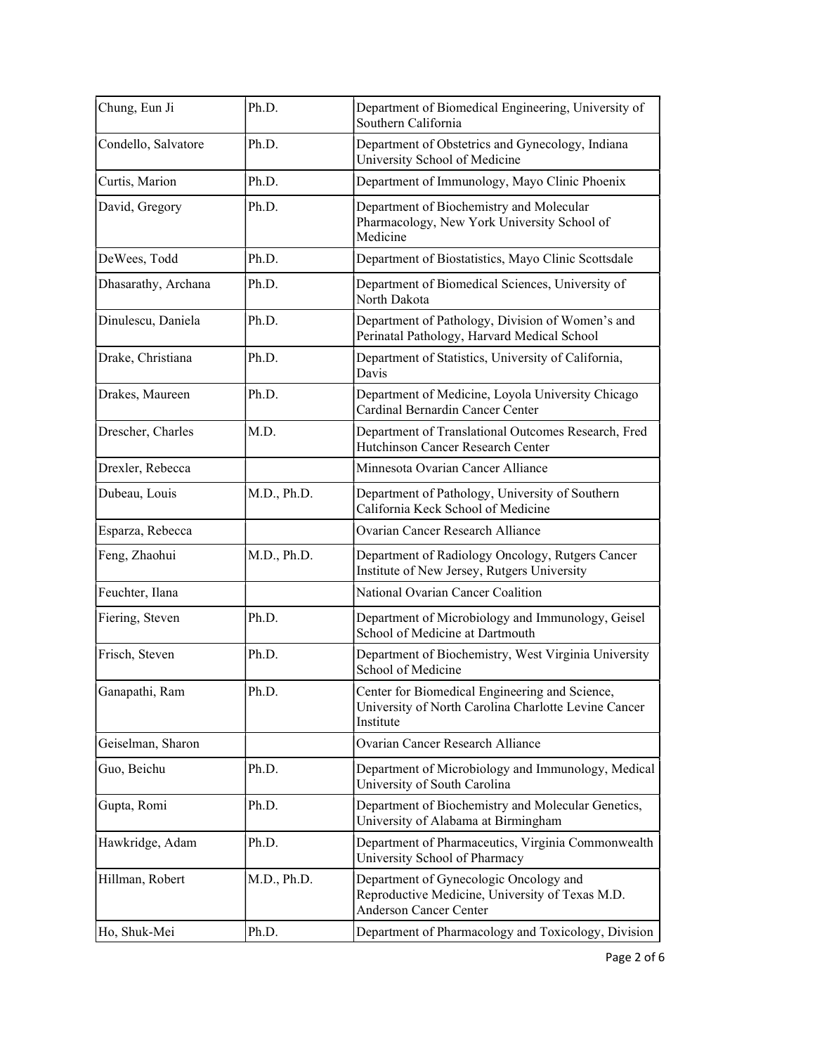| | | |
|---|---|---|
| Chung, Eun Ji | Ph.D. | Department of Biomedical Engineering, University of Southern California |
| Condello, Salvatore | Ph.D. | Department of Obstetrics and Gynecology, Indiana University School of Medicine |
| Curtis, Marion | Ph.D. | Department of Immunology, Mayo Clinic Phoenix |
| David, Gregory | Ph.D. | Department of Biochemistry and Molecular Pharmacology, New York University School of Medicine |
| DeWees, Todd | Ph.D. | Department of Biostatistics, Mayo Clinic Scottsdale |
| Dhasarathy, Archana | Ph.D. | Department of Biomedical Sciences, University of North Dakota |
| Dinulescu, Daniela | Ph.D. | Department of Pathology, Division of Women's and Perinatal Pathology, Harvard Medical School |
| Drake, Christiana | Ph.D. | Department of Statistics, University of California, Davis |
| Drakes, Maureen | Ph.D. | Department of Medicine, Loyola University Chicago Cardinal Bernardin Cancer Center |
| Drescher, Charles | M.D. | Department of Translational Outcomes Research, Fred Hutchinson Cancer Research Center |
| Drexler, Rebecca | | Minnesota Ovarian Cancer Alliance |
| Dubeau, Louis | M.D., Ph.D. | Department of Pathology, University of Southern California Keck School of Medicine |
| Esparza, Rebecca | | Ovarian Cancer Research Alliance |
| Feng, Zhaohui | M.D., Ph.D. | Department of Radiology Oncology, Rutgers Cancer Institute of New Jersey, Rutgers University |
| Feuchter, Ilana | | National Ovarian Cancer Coalition |
| Fiering, Steven | Ph.D. | Department of Microbiology and Immunology, Geisel School of Medicine at Dartmouth |
| Frisch, Steven | Ph.D. | Department of Biochemistry, West Virginia University School of Medicine |
| Ganapathi, Ram | Ph.D. | Center for Biomedical Engineering and Science, University of North Carolina Charlotte Levine Cancer Institute |
| Geiselman, Sharon | | Ovarian Cancer Research Alliance |
| Guo, Beichu | Ph.D. | Department of Microbiology and Immunology, Medical University of South Carolina |
| Gupta, Romi | Ph.D. | Department of Biochemistry and Molecular Genetics, University of Alabama at Birmingham |
| Hawkridge, Adam | Ph.D. | Department of Pharmaceutics, Virginia Commonwealth University School of Pharmacy |
| Hillman, Robert | M.D., Ph.D. | Department of Gynecologic Oncology and Reproductive Medicine, University of Texas M.D. Anderson Cancer Center |
| Ho, Shuk-Mei | Ph.D. | Department of Pharmacology and Toxicology, Division |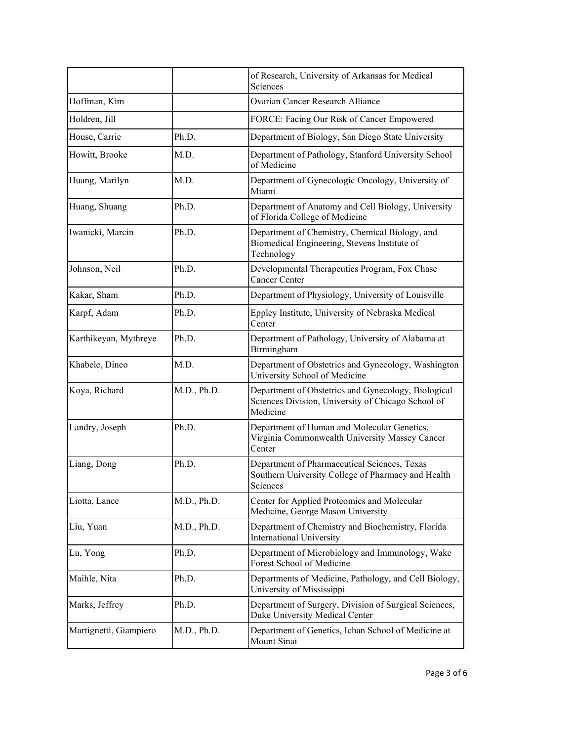| | | |
|---|---|---|
| | | of Research, University of Arkansas for Medical Sciences |
| Hoffman, Kim | | Ovarian Cancer Research Alliance |
| Holdren, Jill | | FORCE: Facing Our Risk of Cancer Empowered |
| House, Carrie | Ph.D. | Department of Biology, San Diego State University |
| Howitt, Brooke | M.D. | Department of Pathology, Stanford University School of Medicine |
| Huang, Marilyn | M.D. | Department of Gynecologic Oncology, University of Miami |
| Huang, Shuang | Ph.D. | Department of Anatomy and Cell Biology, University of Florida College of Medicine |
| Iwanicki, Marcin | Ph.D. | Department of Chemistry, Chemical Biology, and Biomedical Engineering, Stevens Institute of Technology |
| Johnson, Neil | Ph.D. | Developmental Therapeutics Program, Fox Chase Cancer Center |
| Kakar, Sham | Ph.D. | Department of Physiology, University of Louisville |
| Karpf, Adam | Ph.D. | Eppley Institute, University of Nebraska Medical Center |
| Karthikeyan, Mythreye | Ph.D. | Department of Pathology, University of Alabama at Birmingham |
| Khabele, Dineo | M.D. | Department of Obstetrics and Gynecology, Washington University School of Medicine |
| Koya, Richard | M.D., Ph.D. | Department of Obstetrics and Gynecology, Biological Sciences Division, University of Chicago School of Medicine |
| Landry, Joseph | Ph.D. | Department of Human and Molecular Genetics, Virginia Commonwealth University Massey Cancer Center |
| Liang, Dong | Ph.D. | Department of Pharmaceutical Sciences, Texas Southern University College of Pharmacy and Health Sciences |
| Liotta, Lance | M.D., Ph.D. | Center for Applied Proteomics and Molecular Medicine, George Mason University |
| Liu, Yuan | M.D., Ph.D. | Department of Chemistry and Biochemistry, Florida International University |
| Lu, Yong | Ph.D. | Department of Microbiology and Immunology, Wake Forest School of Medicine |
| Maihle, Nita | Ph.D. | Departments of Medicine, Pathology, and Cell Biology, University of Mississippi |
| Marks, Jeffrey | Ph.D. | Department of Surgery, Division of Surgical Sciences, Duke University Medical Center |
| Martignetti, Giampiero | M.D., Ph.D. | Department of Genetics, Ichan School of Medicine at Mount Sinai |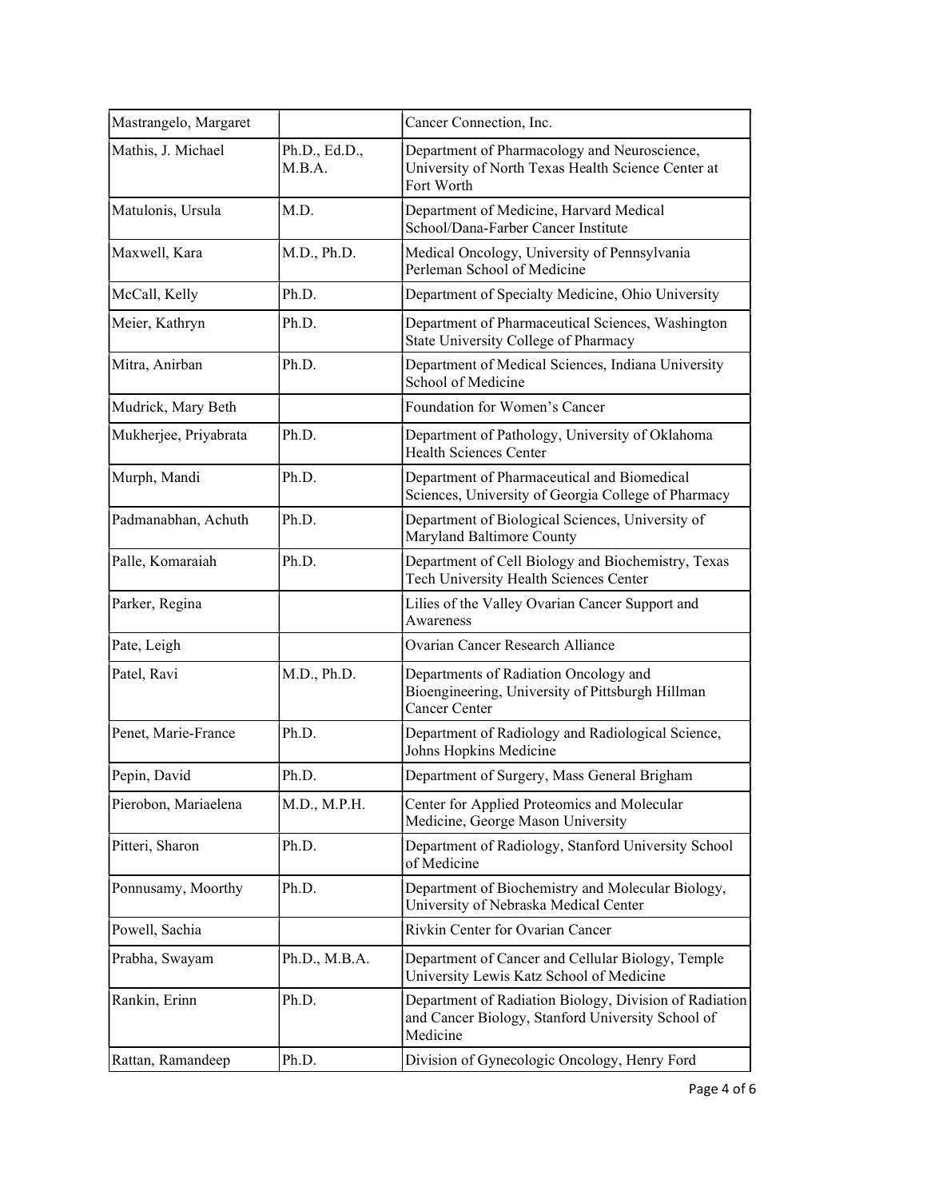| | | |
|---|---|---|
| Mastrangelo, Margaret | | Cancer Connection, Inc. |
| Mathis, J. Michael | Ph.D., Ed.D., M.B.A. | Department of Pharmacology and Neuroscience, University of North Texas Health Science Center at Fort Worth |
| Matulonis, Ursula | M.D. | Department of Medicine, Harvard Medical School/Dana-Farber Cancer Institute |
| Maxwell, Kara | M.D., Ph.D. | Medical Oncology, University of Pennsylvania Perleman School of Medicine |
| McCall, Kelly | Ph.D. | Department of Specialty Medicine, Ohio University |
| Meier, Kathryn | Ph.D. | Department of Pharmaceutical Sciences, Washington State University College of Pharmacy |
| Mitra, Anirban | Ph.D. | Department of Medical Sciences, Indiana University School of Medicine |
| Mudrick, Mary Beth | | Foundation for Women's Cancer |
| Mukherjee, Priyabrata | Ph.D. | Department of Pathology, University of Oklahoma Health Sciences Center |
| Murph, Mandi | Ph.D. | Department of Pharmaceutical and Biomedical Sciences, University of Georgia College of Pharmacy |
| Padmanabhan, Achuth | Ph.D. | Department of Biological Sciences, University of Maryland Baltimore County |
| Palle, Komaraiah | Ph.D. | Department of Cell Biology and Biochemistry, Texas Tech University Health Sciences Center |
| Parker, Regina | | Lilies of the Valley Ovarian Cancer Support and Awareness |
| Pate, Leigh | | Ovarian Cancer Research Alliance |
| Patel, Ravi | M.D., Ph.D. | Departments of Radiation Oncology and Bioengineering, University of Pittsburgh Hillman Cancer Center |
| Penet, Marie-France | Ph.D. | Department of Radiology and Radiological Science, Johns Hopkins Medicine |
| Pepin, David | Ph.D. | Department of Surgery, Mass General Brigham |
| Pierobon, Mariaelena | M.D., M.P.H. | Center for Applied Proteomics and Molecular Medicine, George Mason University |
| Pitteri, Sharon | Ph.D. | Department of Radiology, Stanford University School of Medicine |
| Ponnusamy, Moorthy | Ph.D. | Department of Biochemistry and Molecular Biology, University of Nebraska Medical Center |
| Powell, Sachia | | Rivkin Center for Ovarian Cancer |
| Prabha, Swayam | Ph.D., M.B.A. | Department of Cancer and Cellular Biology, Temple University Lewis Katz School of Medicine |
| Rankin, Erinn | Ph.D. | Department of Radiation Biology, Division of Radiation and Cancer Biology, Stanford University School of Medicine |
| Rattan, Ramandeep | Ph.D. | Division of Gynecologic Oncology, Henry Ford |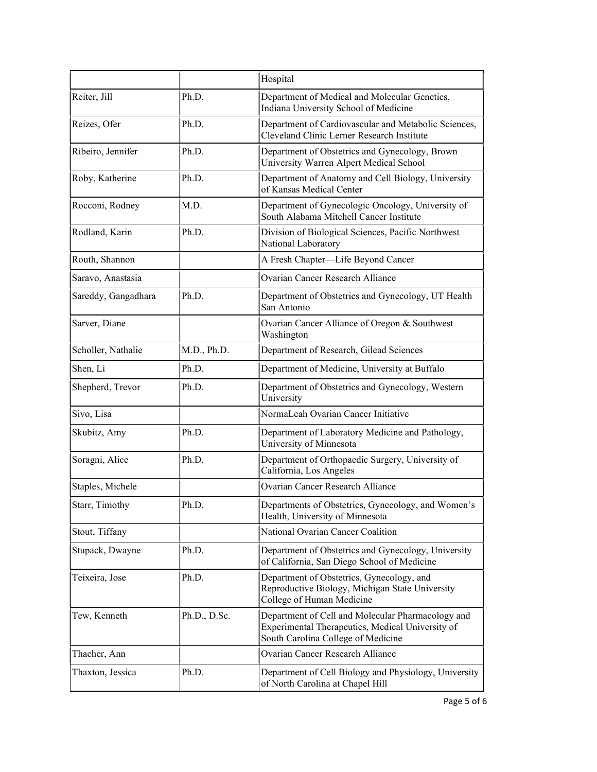| | | Hospital |
|---|---|---|
| Reiter, Jill | Ph.D. | Department of Medical and Molecular Genetics, Indiana University School of Medicine |
| Reizes, Ofer | Ph.D. | Department of Cardiovascular and Metabolic Sciences, Cleveland Clinic Lerner Research Institute |
| Ribeiro, Jennifer | Ph.D. | Department of Obstetrics and Gynecology, Brown University Warren Alpert Medical School |
| Roby, Katherine | Ph.D. | Department of Anatomy and Cell Biology, University of Kansas Medical Center |
| Rocconi, Rodney | M.D. | Department of Gynecologic Oncology, University of South Alabama Mitchell Cancer Institute |
| Rodland, Karin | Ph.D. | Division of Biological Sciences, Pacific Northwest National Laboratory |
| Routh, Shannon | | A Fresh Chapter—Life Beyond Cancer |
| Saravo, Anastasia | | Ovarian Cancer Research Alliance |
| Sareddy, Gangadhara | Ph.D. | Department of Obstetrics and Gynecology, UT Health San Antonio |
| Sarver, Diane | | Ovarian Cancer Alliance of Oregon & Southwest Washington |
| Scholler, Nathalie | M.D., Ph.D. | Department of Research, Gilead Sciences |
| Shen, Li | Ph.D. | Department of Medicine, University at Buffalo |
| Shepherd, Trevor | Ph.D. | Department of Obstetrics and Gynecology, Western University |
| Sivo, Lisa | | NormaLeah Ovarian Cancer Initiative |
| Skubitz, Amy | Ph.D. | Department of Laboratory Medicine and Pathology, University of Minnesota |
| Soragni, Alice | Ph.D. | Department of Orthopaedic Surgery, University of California, Los Angeles |
| Staples, Michele | | Ovarian Cancer Research Alliance |
| Starr, Timothy | Ph.D. | Departments of Obstetrics, Gynecology, and Women's Health, University of Minnesota |
| Stout, Tiffany | | National Ovarian Cancer Coalition |
| Stupack, Dwayne | Ph.D. | Department of Obstetrics and Gynecology, University of California, San Diego School of Medicine |
| Teixeira, Jose | Ph.D. | Department of Obstetrics, Gynecology, and Reproductive Biology, Michigan State University College of Human Medicine |
| Tew, Kenneth | Ph.D., D.Sc. | Department of Cell and Molecular Pharmacology and Experimental Therapeutics, Medical University of South Carolina College of Medicine |
| Thacher, Ann | | Ovarian Cancer Research Alliance |
| Thaxton, Jessica | Ph.D. | Department of Cell Biology and Physiology, University of North Carolina at Chapel Hill |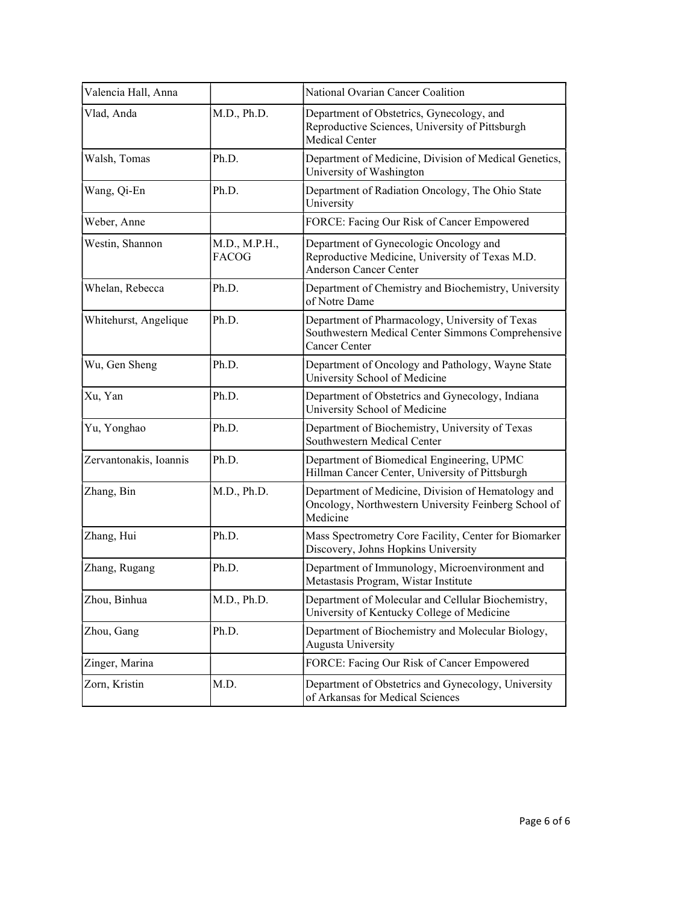| | | |
|---|---|---|
| Valencia Hall, Anna | | National Ovarian Cancer Coalition |
| Vlad, Anda | M.D., Ph.D. | Department of Obstetrics, Gynecology, and Reproductive Sciences, University of Pittsburgh Medical Center |
| Walsh, Tomas | Ph.D. | Department of Medicine, Division of Medical Genetics, University of Washington |
| Wang, Qi-En | Ph.D. | Department of Radiation Oncology, The Ohio State University |
| Weber, Anne | | FORCE: Facing Our Risk of Cancer Empowered |
| Westin, Shannon | M.D., M.P.H., FACOG | Department of Gynecologic Oncology and Reproductive Medicine, University of Texas M.D. Anderson Cancer Center |
| Whelan, Rebecca | Ph.D. | Department of Chemistry and Biochemistry, University of Notre Dame |
| Whitehurst, Angelique | Ph.D. | Department of Pharmacology, University of Texas Southwestern Medical Center Simmons Comprehensive Cancer Center |
| Wu, Gen Sheng | Ph.D. | Department of Oncology and Pathology, Wayne State University School of Medicine |
| Xu, Yan | Ph.D. | Department of Obstetrics and Gynecology, Indiana University School of Medicine |
| Yu, Yonghao | Ph.D. | Department of Biochemistry, University of Texas Southwestern Medical Center |
| Zervantonakis, Ioannis | Ph.D. | Department of Biomedical Engineering, UPMC Hillman Cancer Center, University of Pittsburgh |
| Zhang, Bin | M.D., Ph.D. | Department of Medicine, Division of Hematology and Oncology, Northwestern University Feinberg School of Medicine |
| Zhang, Hui | Ph.D. | Mass Spectrometry Core Facility, Center for Biomarker Discovery, Johns Hopkins University |
| Zhang, Rugang | Ph.D. | Department of Immunology, Microenvironment and Metastasis Program, Wistar Institute |
| Zhou, Binhua | M.D., Ph.D. | Department of Molecular and Cellular Biochemistry, University of Kentucky College of Medicine |
| Zhou, Gang | Ph.D. | Department of Biochemistry and Molecular Biology, Augusta University |
| Zinger, Marina | | FORCE: Facing Our Risk of Cancer Empowered |
| Zorn, Kristin | M.D. | Department of Obstetrics and Gynecology, University of Arkansas for Medical Sciences |